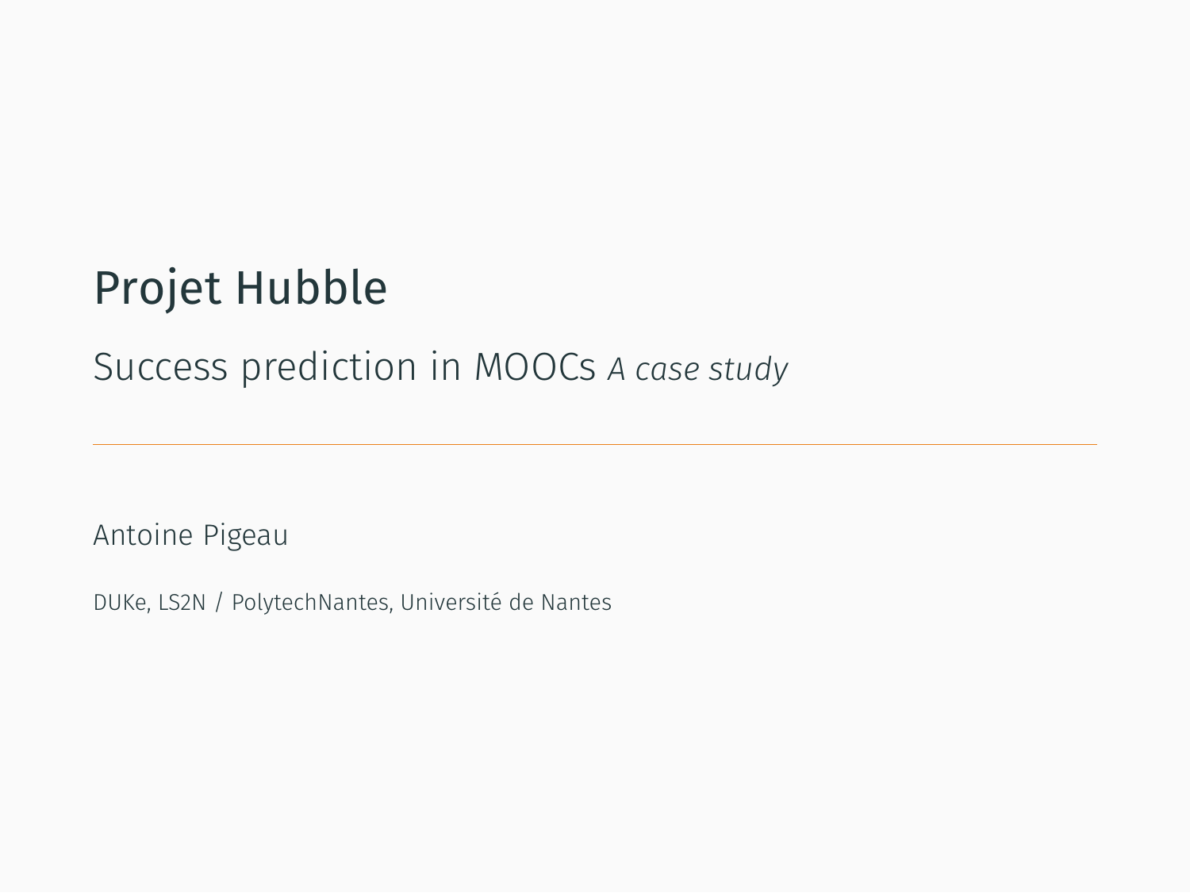# Projet Hubble

## Success prediction in MOOCs *A case study*

---

Antoine Pigeau

DUKe, LS2N / PolytechNantes, Université de Nantes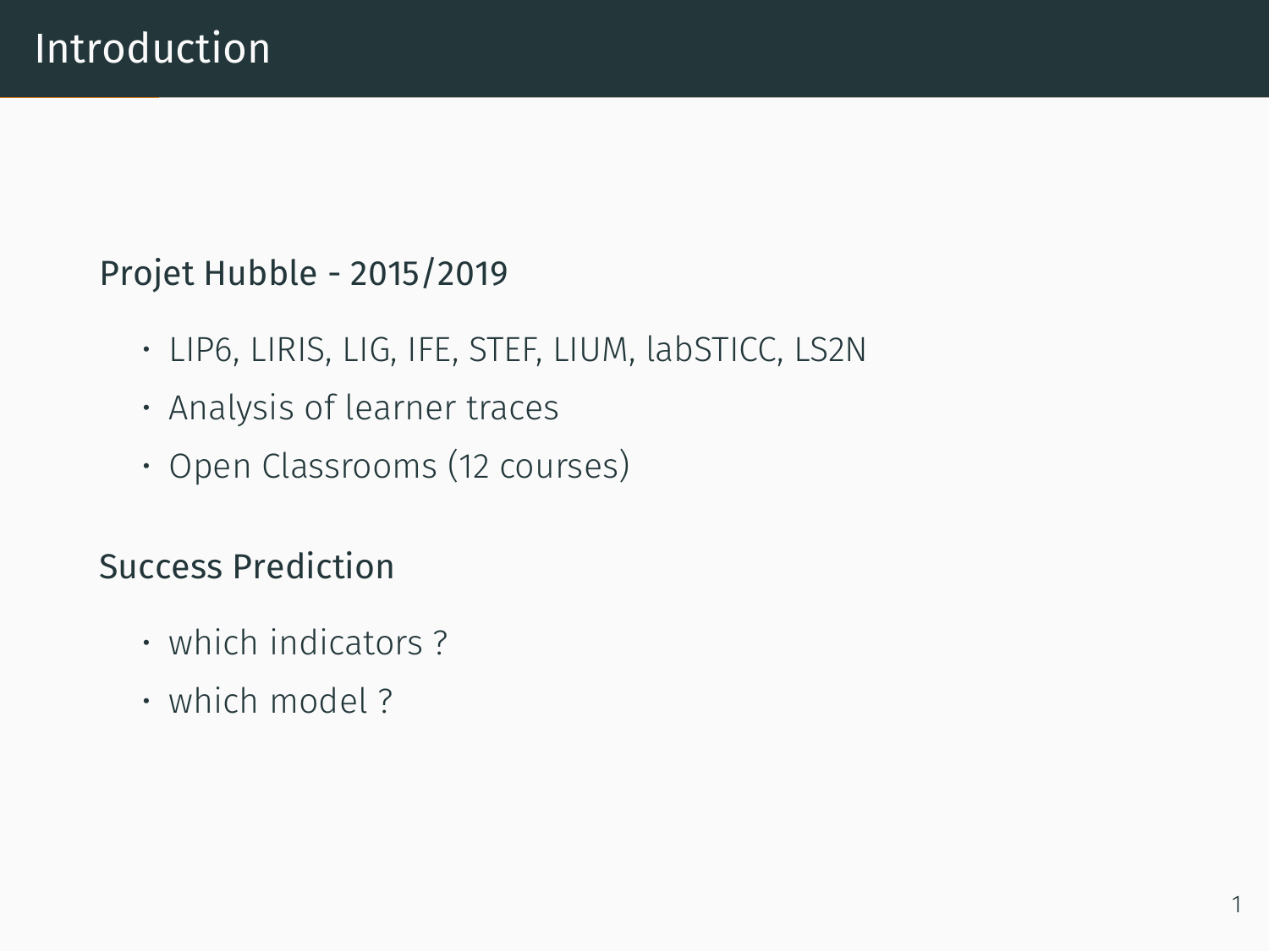# Introduction

## Projet Hubble - 2015/2019

- LIP6, LIRIS, LIG, IFE, STEF, LIUM, labSTICC, LS2N
- Analysis of learner traces
- Open Classrooms (12 courses)

## Success Prediction

- which indicators ?
- which model ?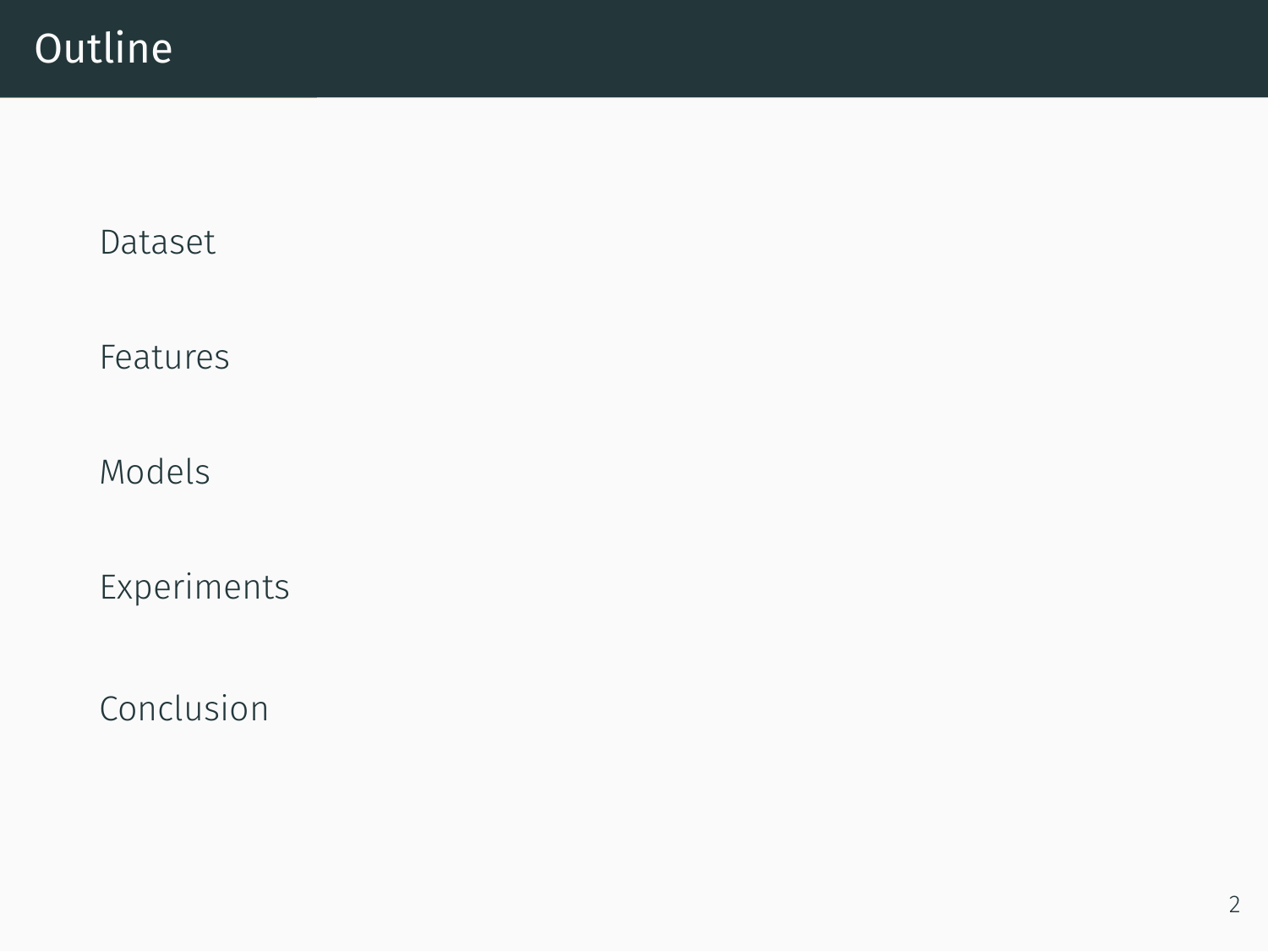# Outline

Dataset

Features

Models

Experiments

Conclusion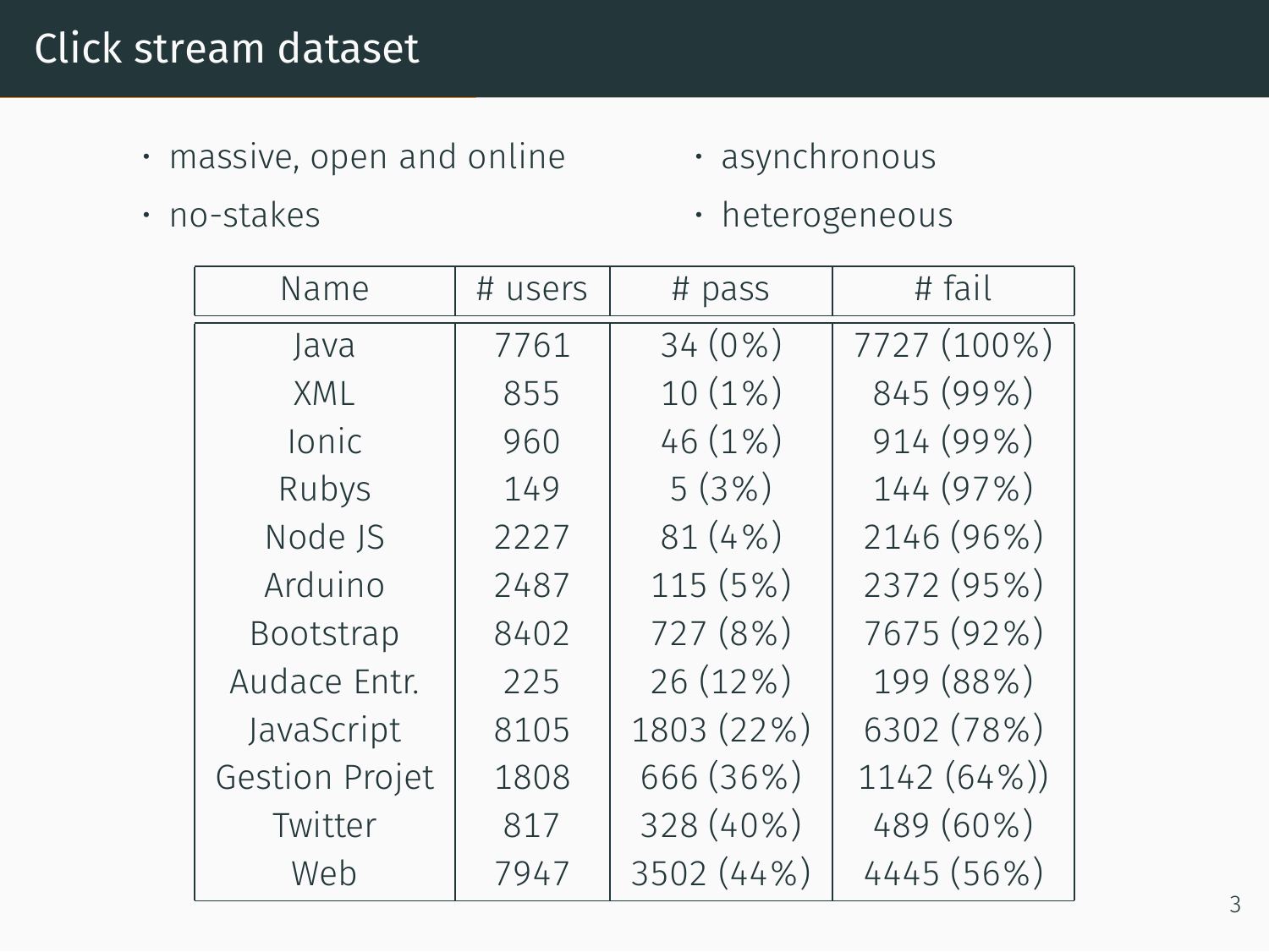# Click stream dataset

- massive, open and online
- no-stakes
- asynchronous
- heterogeneous

| Name | # users | # pass | # fail |
|---|---|---|---|
| Java | 7761 | 34 (0%) | 7727 (100%) |
| XML | 855 | 10 (1%) | 845 (99%) |
| Ionic | 960 | 46 (1%) | 914 (99%) |
| Rubys | 149 | 5 (3%) | 144 (97%) |
| Node JS | 2227 | 81 (4%) | 2146 (96%) |
| Arduino | 2487 | 115 (5%) | 2372 (95%) |
| Bootstrap | 8402 | 727 (8%) | 7675 (92%) |
| Audace Entr. | 225 | 26 (12%) | 199 (88%) |
| JavaScript | 8105 | 1803 (22%) | 6302 (78%) |
| Gestion Projet | 1808 | 666 (36%) | 1142 (64%)) |
| Twitter | 817 | 328 (40%) | 489 (60%) |
| Web | 7947 | 3502 (44%) | 4445 (56%) |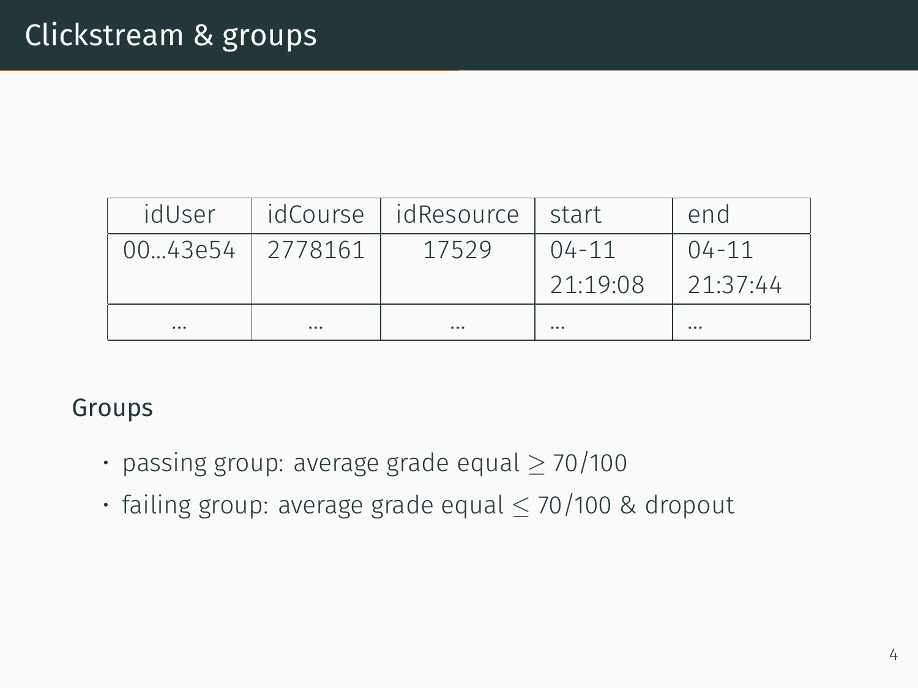# Clickstream & groups

| idUser | idCourse | idResource | start | end |
|---|---|---|---|---|
| 00...43e54 | 2778161 | 17529 | 04-11 21:19:08 | 04-11 21:37:44 |
| ... | ... | ... | ... | ... |

## Groups

- passing group: average grade equal $\geq 70/100$
- failing group: average grade equal $\leq 70/100$ & dropout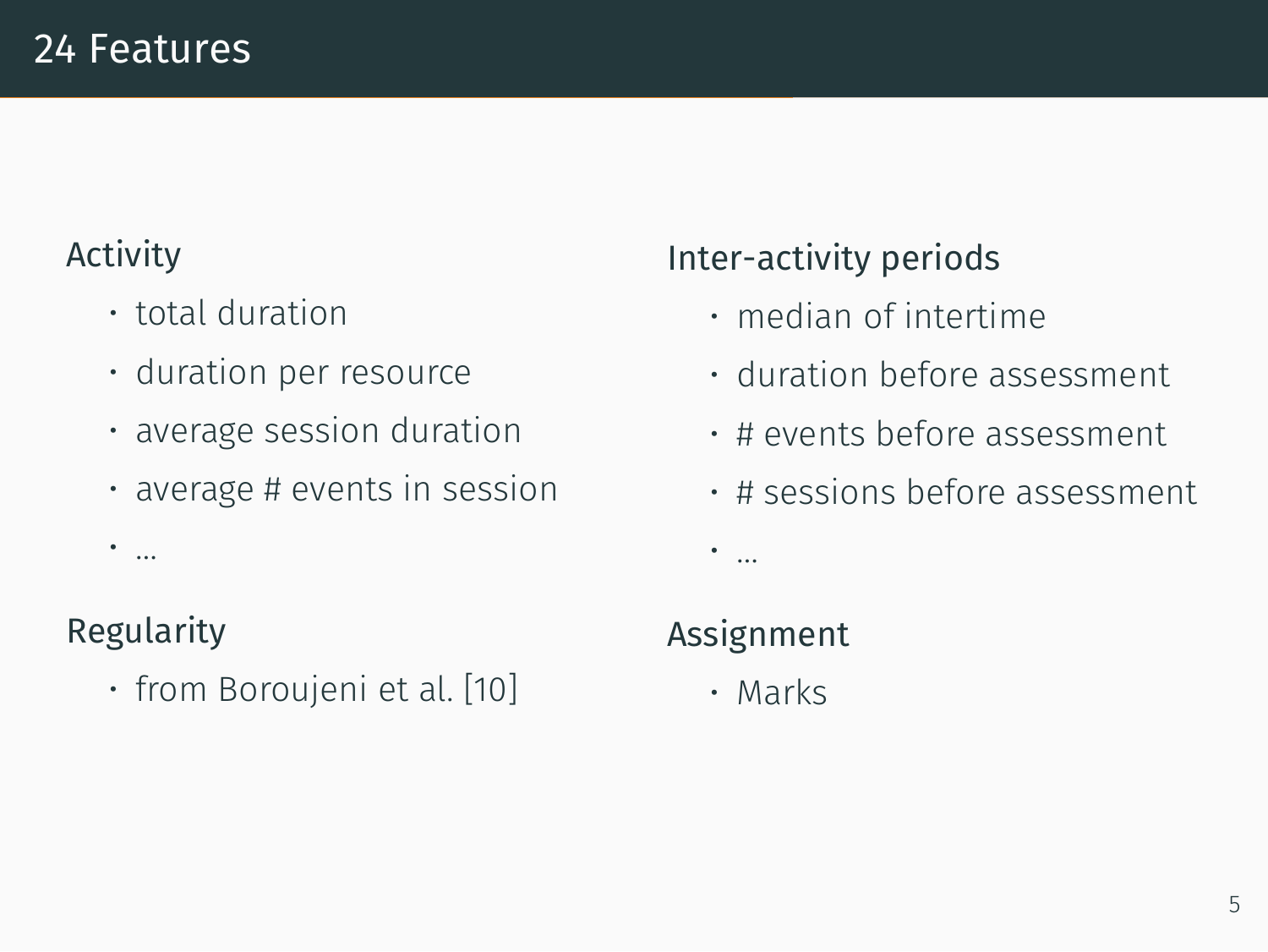# 24 Features

## Activity

- total duration
- duration per resource
- average session duration
- average # events in session
- ...

## Regularity

- from Boroujeni et al. [10]

## Inter-activity periods

- median of intertime
- duration before assessment
- # events before assessment
- # sessions before assessment
- ...

## Assignment

- Marks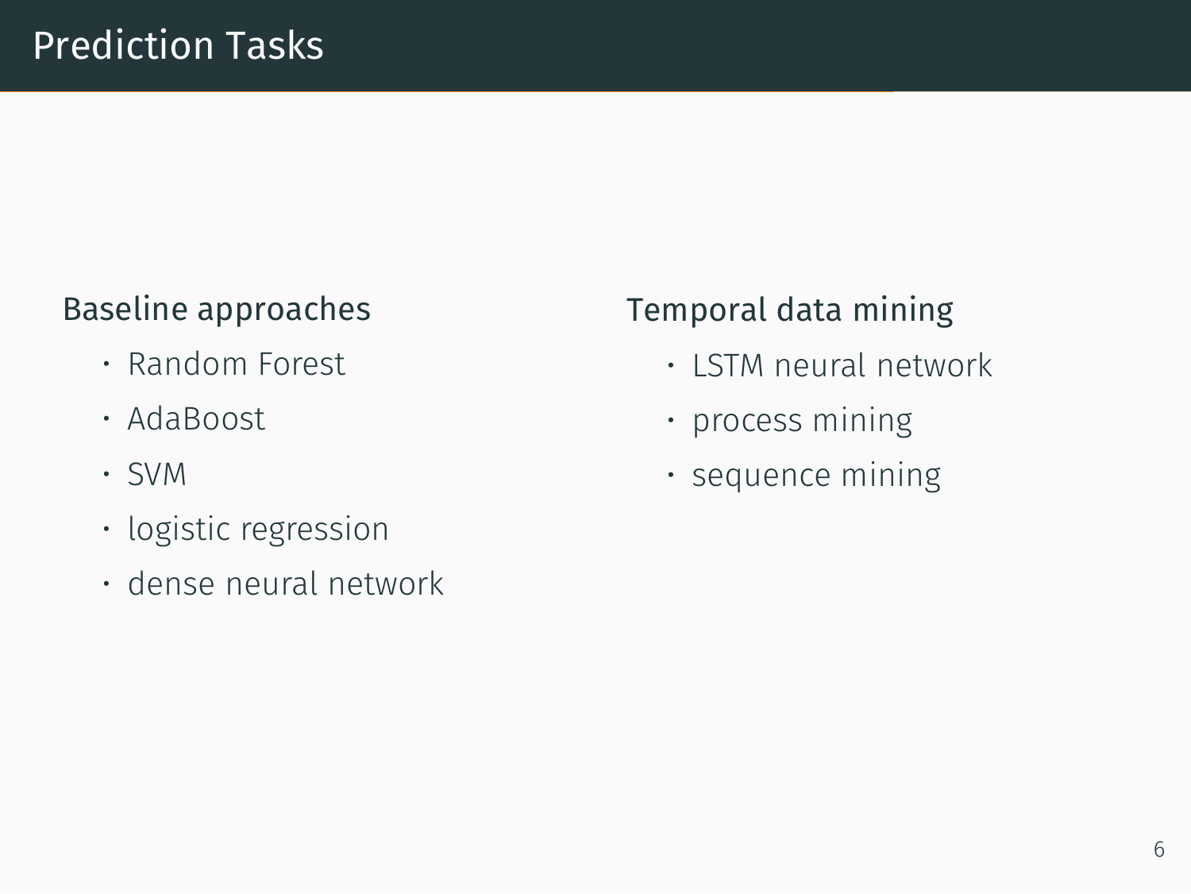# Prediction Tasks

**Baseline approaches**

- Random Forest
- AdaBoost
- SVM
- logistic regression
- dense neural network

**Temporal data mining**

- LSTM neural network
- process mining
- sequence mining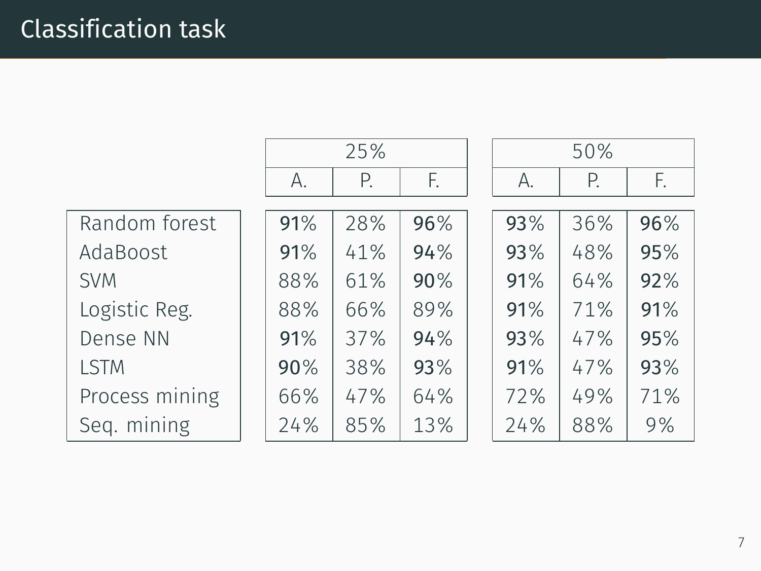# Classification task

| | 25% | | | 50% | | |
|---|---|---|---|---|---|---|
| | A. | P. | F. | A. | P. | F. |
| Random forest | **91%** | 28% | **96%** | **93%** | 36% | **96%** |
| AdaBoost | **91%** | 41% | **94%** | **93%** | 48% | **95%** |
| SVM | 88% | 61% | **90%** | **91%** | 64% | **92%** |
| Logistic Reg. | 88% | 66% | 89% | **91%** | 71% | **91%** |
| Dense NN | **91%** | 37% | **94%** | **93%** | 47% | **95%** |
| LSTM | **90%** | 38% | **93%** | **91%** | 47% | **93%** |
| Process mining | 66% | 47% | 64% | 72% | 49% | 71% |
| Seq. mining | 24% | 85% | 13% | 24% | 88% | 9% |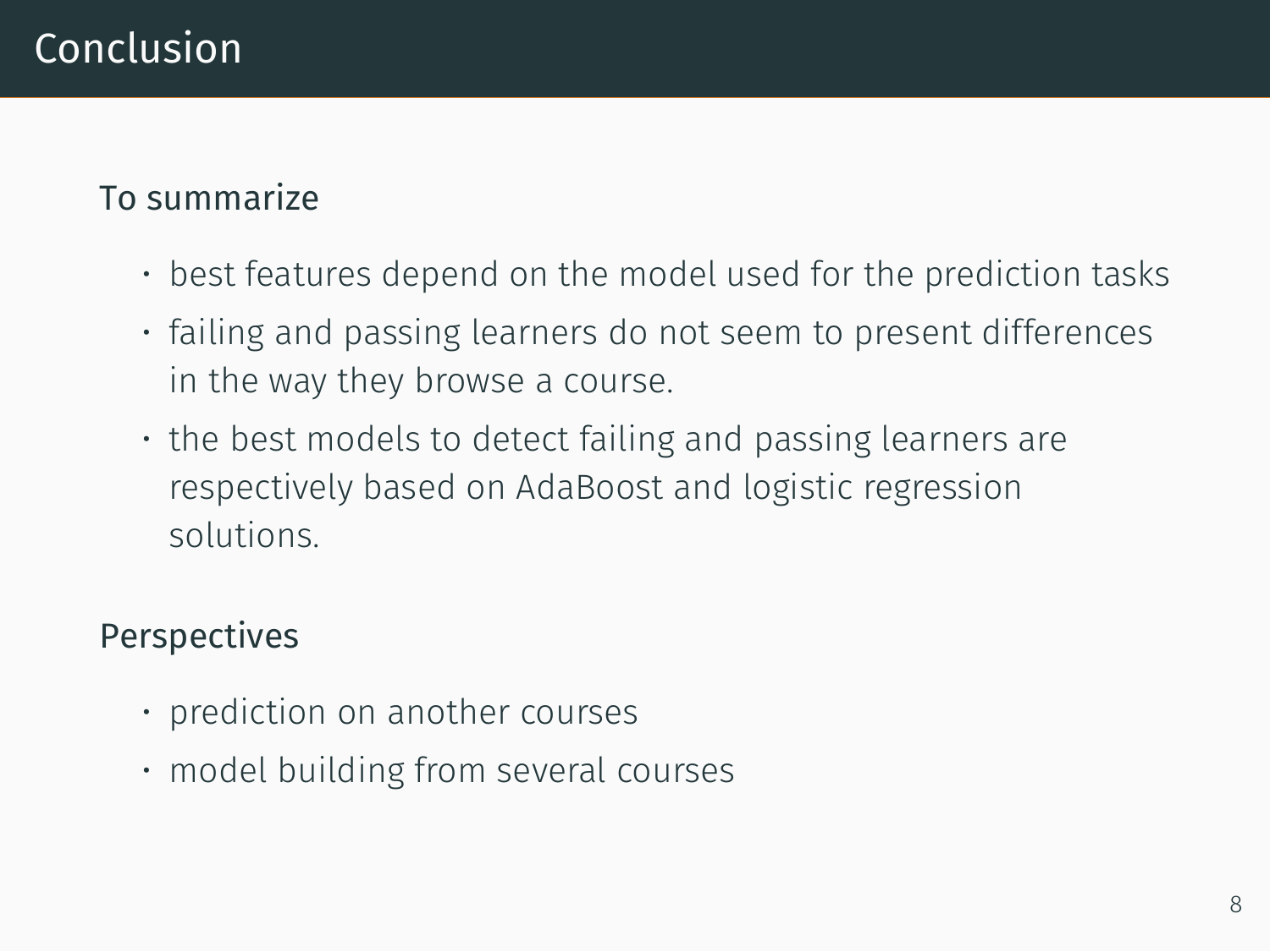# Conclusion

## To summarize

- best features depend on the model used for the prediction tasks
- failing and passing learners do not seem to present differences in the way they browse a course.
- the best models to detect failing and passing learners are respectively based on AdaBoost and logistic regression solutions.

## Perspectives

- prediction on another courses
- model building from several courses